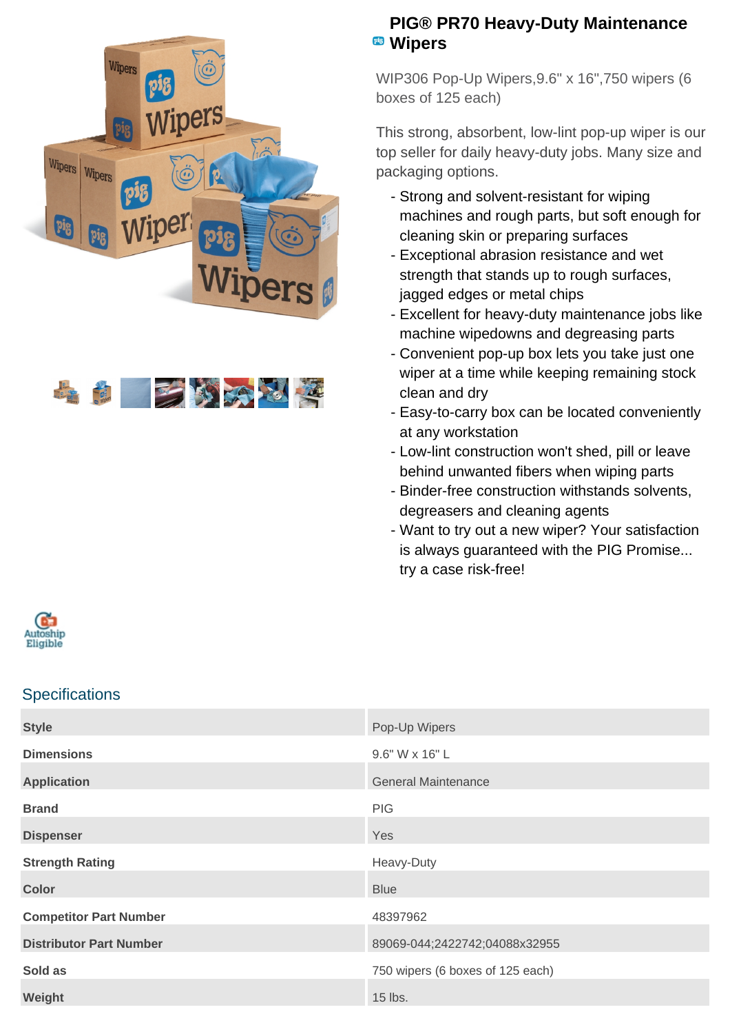# PIG® PR70 Heavy-Duty Maintenance Wipers

WIP306 Pop-Up Wipers,9.6" x 16",750 wipers (6 boxes of 125 each)

This strong, absorbent, low-lint pop-up wiper is our top seller for daily heavy-duty jobs. Many size and packaging options.

- Strong and solvent-resistant for wiping machines and rough parts, but soft enough for cleaning skin or preparing surfaces
- Exceptional abrasion resistance and wet strength that stands up to rough surfaces, jagged edges or metal chips
- Excellent for heavy-duty maintenance jobs like machine wipedowns and degreasing parts
- Convenient pop-up box lets you take just one wiper at a time while keeping remaining stock clean and dry
- Easy-to-carry box can be located conveniently at any workstation
- Low-lint construction won't shed, pill or leave behind unwanted fibers when wiping parts
- Binder-free construction withstands solvents, degreasers and cleaning agents
- Want to try out a new wiper? Your satisfaction is always guaranteed with the PIG Promise... try a case risk-free!

Autoship Eligible

## Specifications

| | |
|---|---|
| **Style** | Pop-Up Wipers |
| **Dimensions** | 9.6" W x 16" L |
| **Application** | General Maintenance |
| **Brand** | PIG |
| **Dispenser** | Yes |
| **Strength Rating** | Heavy-Duty |
| **Color** | Blue |
| **Competitor Part Number** | 48397962 |
| **Distributor Part Number** | 89069-044;2422742;04088x32955 |
| **Sold as** | 750 wipers (6 boxes of 125 each) |
| **Weight** | 15 lbs. |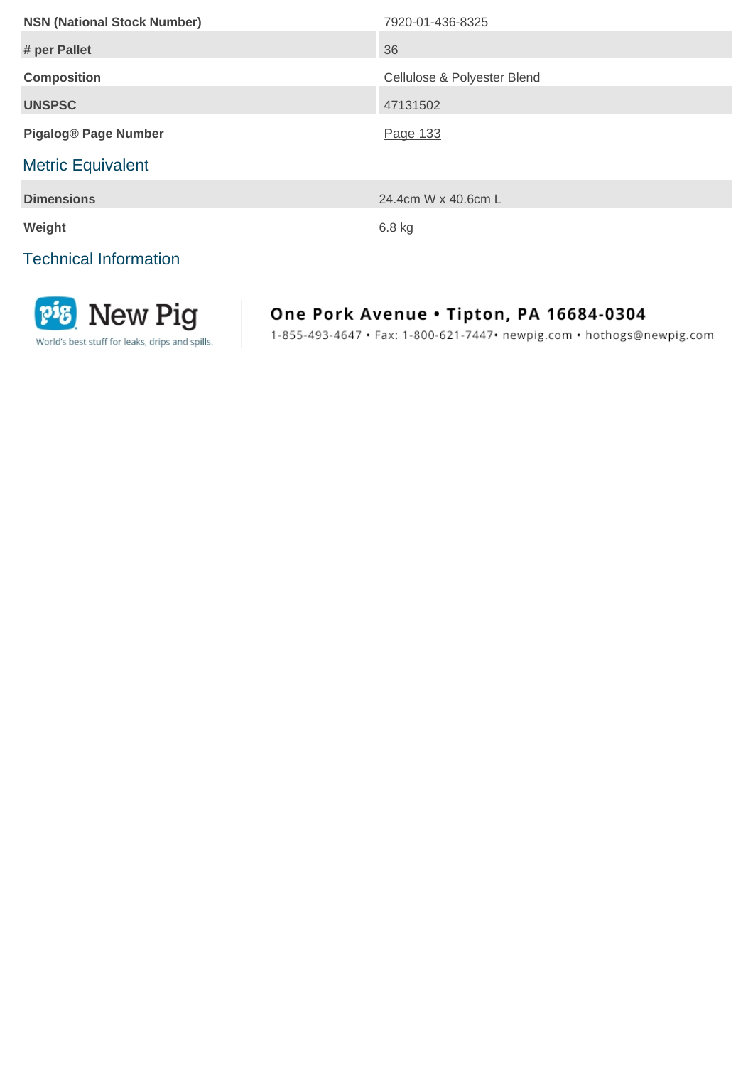| | |
|---|---|
| **NSN (National Stock Number)** | 7920-01-436-8325 |
| **# per Pallet** | 36 |
| **Composition** | Cellulose & Polyester Blend |
| **UNSPSC** | 47131502 |
| **Pigalog® Page Number** | Page 133 |

## Metric Equivalent

| | |
|---|---|
| **Dimensions** | 24.4cm W x 40.6cm L |
| **Weight** | 6.8 kg |

## Technical Information

New Pig
World's best stuff for leaks, drips and spills.

**One Pork Avenue • Tipton, PA 16684-0304**
1-855-493-4647 • Fax: 1-800-621-7447• newpig.com • hothogs@newpig.com